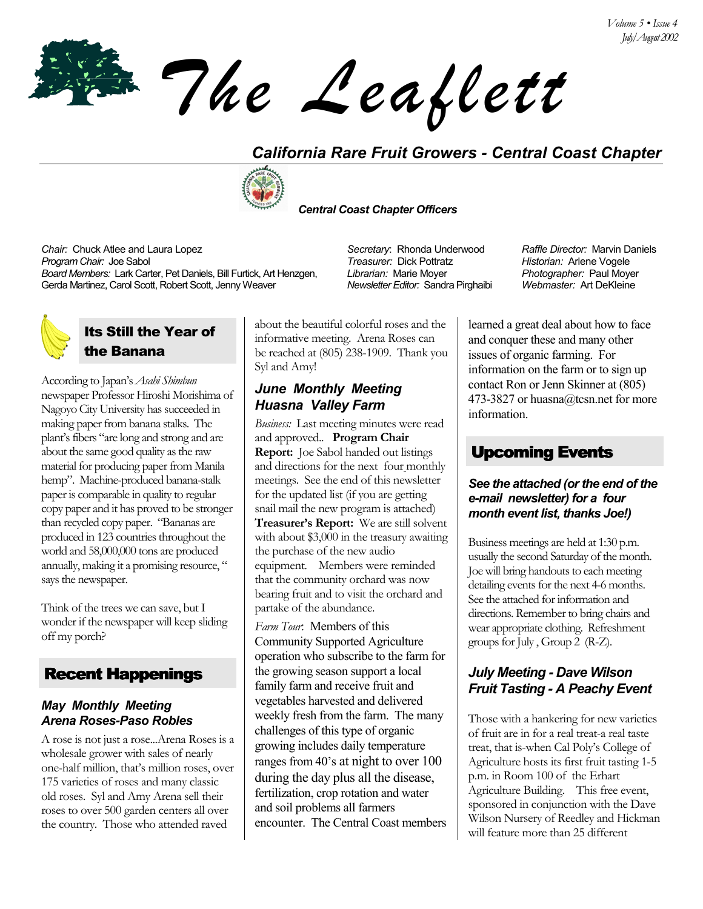# The Leaflett

## California Rare Fruit Growers - Central Coast Chapter

**Central Coast Chapter Officers**

*Chair:* Chuck Atlee and Laura Lopez
*Program Chair:* Joe Sabol
*Board Members:* Lark Carter, Pet Daniels, Bill Furtick, Art Henzgen, Gerda Martinez, Carol Scott, Robert Scott, Jenny Weaver

*Secretary*: Rhonda Underwood
*Treasurer:* Dick Pottratz
*Librarian:* Marie Moyer
*Newsletter Editor:* Sandra Pirghaibi

*Raffle Director:* Marvin Daniels
*Historian:* Arlene Vogele
*Photographer:* Paul Moyer
*Webmaster:* Art DeKleine

## Its Still the Year of the Banana

According to Japan's *Asahi Shimbun* newspaper Professor Hiroshi Morishima of Nagoyo City University has succeeded in making paper from banana stalks. The plant's fibers "are long and strong and are about the same good quality as the raw material for producing paper from Manila hemp". Machine-produced banana-stalk paper is comparable in quality to regular copy paper and it has proved to be stronger than recycled copy paper. "Bananas are produced in 123 countries throughout the world and 58,000,000 tons are produced annually, making it a promising resource, " says the newspaper.

Think of the trees we can save, but I wonder if the newspaper will keep sliding off my porch?

## Recent Happenings

### May Monthly Meeting Arena Roses-Paso Robles

A rose is not just a rose...Arena Roses is a wholesale grower with sales of nearly one-half million, that's million roses, over 175 varieties of roses and many classic old roses. Syl and Amy Arena sell their roses to over 500 garden centers all over the country. Those who attended raved about the beautiful colorful roses and the informative meeting. Arena Roses can be reached at (805) 238-1909. Thank you Syl and Amy!

### June Monthly Meeting Huasna Valley Farm

*Business:* Last meeting minutes were read and approved.. **Program Chair Report:** Joe Sabol handed out listings and directions for the next four monthly meetings. See the end of this newsletter for the updated list (if you are getting snail mail the new program is attached) **Treasurer's Report:** We are still solvent with about $3,000 in the treasury awaiting the purchase of the new audio equipment. Members were reminded that the community orchard was now bearing fruit and to visit the orchard and partake of the abundance.

*Farm Tour*: Members of this Community Supported Agriculture operation who subscribe to the farm for the growing season support a local family farm and receive fruit and vegetables harvested and delivered weekly fresh from the farm. The many challenges of this type of organic growing includes daily temperature ranges from 40's at night to over 100 during the day plus all the disease, fertilization, crop rotation and water and soil problems all farmers encounter. The Central Coast members learned a great deal about how to face and conquer these and many other issues of organic farming. For information on the farm or to sign up contact Ron or Jenn Skinner at (805) 473-3827 or huasna@tcsn.net for more information.

## Upcoming Events

***See the attached (or the end of the e-mail newsletter) for a four month event list, thanks Joe!)***

Business meetings are held at 1:30 p.m. usually the second Saturday of the month. Joe will bring handouts to each meeting detailing events for the next 4-6 months. See the attached for information and directions. Remember to bring chairs and wear appropriate clothing. Refreshment groups for July , Group 2 (R-Z).

### July Meeting - Dave Wilson Fruit Tasting - A Peachy Event

Those with a hankering for new varieties of fruit are in for a real treat-a real taste treat, that is-when Cal Poly's College of Agriculture hosts its first fruit tasting 1-5 p.m. in Room 100 of the Erhart Agriculture Building. This free event, sponsored in conjunction with the Dave Wilson Nursery of Reedley and Hickman will feature more than 25 different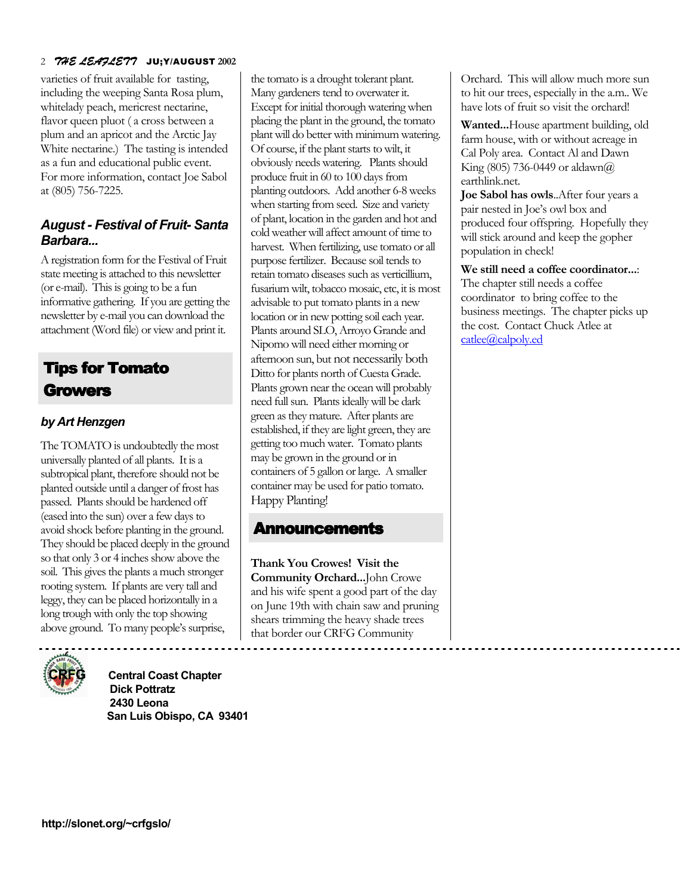varieties of fruit available for tasting, including the weeping Santa Rosa plum, whitelady peach, mericrest nectarine, flavor queen pluot ( a cross between a plum and an apricot and the Arctic Jay White nectarine.) The tasting is intended as a fun and educational public event. For more information, contact Joe Sabol at (805) 756-7225.

### *August - Festival of Fruit- Santa Barbara...*

A registration form for the Festival of Fruit state meeting is attached to this newsletter (or e-mail). This is going to be a fun informative gathering. If you are getting the newsletter by e-mail you can download the attachment (Word file) or view and print it.

## Tips for Tomato Growers

### *by Art Henzgen*

The TOMATO is undoubtedly the most universally planted of all plants. It is a subtropical plant, therefore should not be planted outside until a danger of frost has passed. Plants should be hardened off (eased into the sun) over a few days to avoid shock before planting in the ground. They should be placed deeply in the ground so that only 3 or 4 inches show above the soil. This gives the plants a much stronger rooting system. If plants are very tall and leggy, they can be placed horizontally in a long trough with only the top showing above ground. To many people's surprise, the tomato is a drought tolerant plant. Many gardeners tend to overwater it. Except for initial thorough watering when placing the plant in the ground, the tomato plant will do better with minimum watering. Of course, if the plant starts to wilt, it obviously needs watering. Plants should produce fruit in 60 to 100 days from planting outdoors. Add another 6-8 weeks when starting from seed. Size and variety of plant, location in the garden and hot and cold weather will affect amount of time to harvest. When fertilizing, use tomato or all purpose fertilizer. Because soil tends to retain tomato diseases such as verticillium, fusarium wilt, tobacco mosaic, etc, it is most advisable to put tomato plants in a new location or in new potting soil each year. Plants around SLO, Arroyo Grande and Nipomo will need either morning or afternoon sun, but not necessarily both Ditto for plants north of Cuesta Grade. Plants grown near the ocean will probably need full sun. Plants ideally will be dark green as they mature. After plants are established, if they are light green, they are getting too much water. Tomato plants may be grown in the ground or in containers of 5 gallon or large. A smaller container may be used for patio tomato. Happy Planting!

## Announcements

**Thank You Crowes! Visit the Community Orchard...**John Crowe and his wife spent a good part of the day on June 19th with chain saw and pruning shears trimming the heavy shade trees that border our CRFG Community Orchard. This will allow much more sun to hit our trees, especially in the a.m.. We have lots of fruit so visit the orchard!

**Wanted...**House apartment building, old farm house, with or without acreage in Cal Poly area. Contact Al and Dawn King (805) 736-0449 or aldawn@ earthlink.net.

**Joe Sabol has owls**..After four years a pair nested in Joe's owl box and produced four offspring. Hopefully they will stick around and keep the gopher population in check!

**We still need a coffee coordinator...**: The chapter still needs a coffee coordinator to bring coffee to the business meetings. The chapter picks up the cost. Contact Chuck Atlee at catlee@calpoly.ed

---

**Central Coast Chapter**
**Dick Pottratz**
**2430 Leona**
**San Luis Obispo, CA 93401**

**http://slonet.org/~crfgslo/**